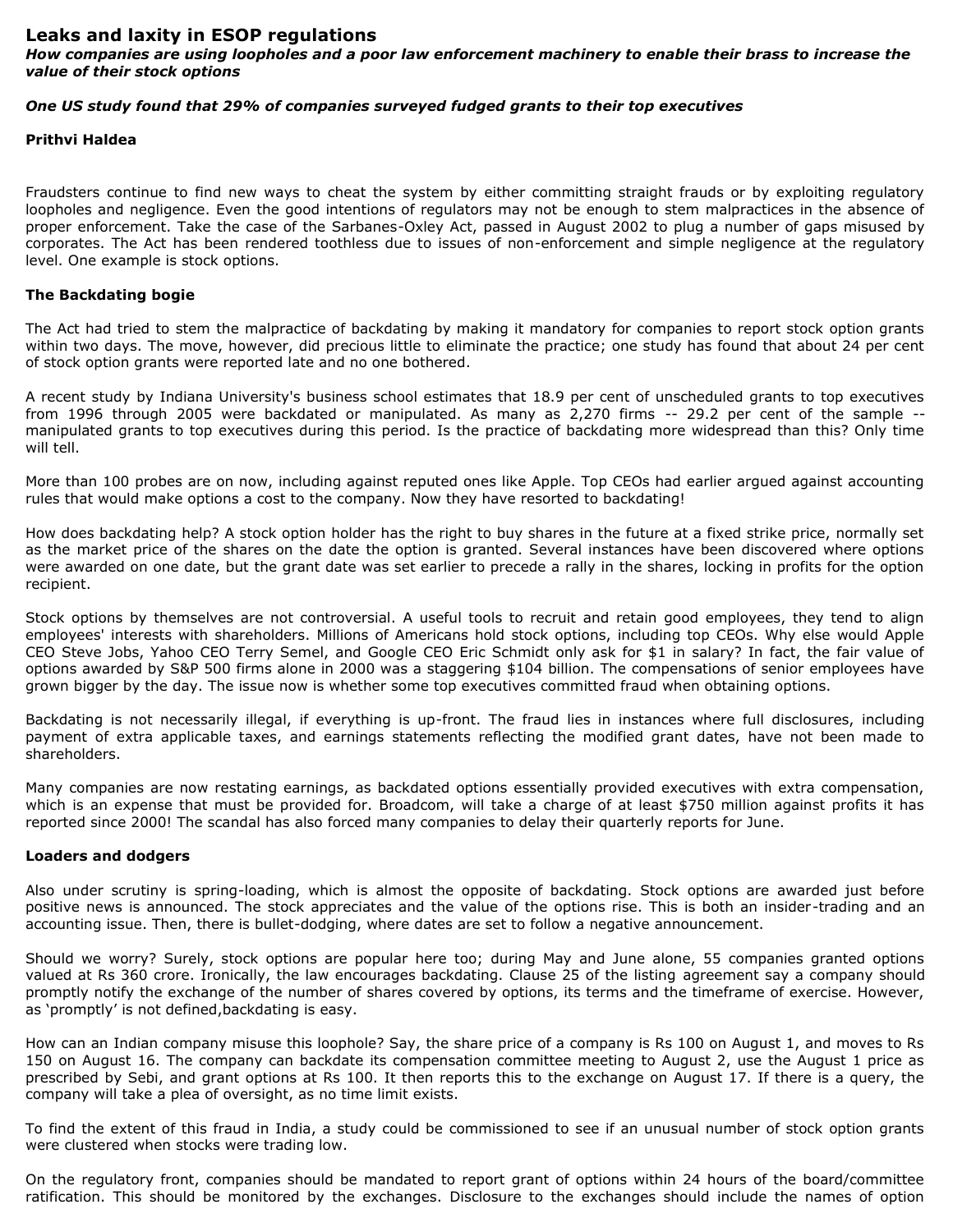# Leaks and laxity in ESOP regulations

***How companies are using loopholes and a poor law enforcement machinery to enable their brass to increase the value of their stock options***

***One US study found that 29% of companies surveyed fudged grants to their top executives***

**Prithvi Haldea**

Fraudsters continue to find new ways to cheat the system by either committing straight frauds or by exploiting regulatory loopholes and negligence. Even the good intentions of regulators may not be enough to stem malpractices in the absence of proper enforcement. Take the case of the Sarbanes-Oxley Act, passed in August 2002 to plug a number of gaps misused by corporates. The Act has been rendered toothless due to issues of non-enforcement and simple negligence at the regulatory level. One example is stock options.

### The Backdating bogie

The Act had tried to stem the malpractice of backdating by making it mandatory for companies to report stock option grants within two days. The move, however, did precious little to eliminate the practice; one study has found that about 24 per cent of stock option grants were reported late and no one bothered.

A recent study by Indiana University's business school estimates that 18.9 per cent of unscheduled grants to top executives from 1996 through 2005 were backdated or manipulated. As many as 2,270 firms -- 29.2 per cent of the sample -- manipulated grants to top executives during this period. Is the practice of backdating more widespread than this? Only time will tell.

More than 100 probes are on now, including against reputed ones like Apple. Top CEOs had earlier argued against accounting rules that would make options a cost to the company. Now they have resorted to backdating!

How does backdating help? A stock option holder has the right to buy shares in the future at a fixed strike price, normally set as the market price of the shares on the date the option is granted. Several instances have been discovered where options were awarded on one date, but the grant date was set earlier to precede a rally in the shares, locking in profits for the option recipient.

Stock options by themselves are not controversial. A useful tools to recruit and retain good employees, they tend to align employees' interests with shareholders. Millions of Americans hold stock options, including top CEOs. Why else would Apple CEO Steve Jobs, Yahoo CEO Terry Semel, and Google CEO Eric Schmidt only ask for $1 in salary? In fact, the fair value of options awarded by S&P 500 firms alone in 2000 was a staggering $104 billion. The compensations of senior employees have grown bigger by the day. The issue now is whether some top executives committed fraud when obtaining options.

Backdating is not necessarily illegal, if everything is up-front. The fraud lies in instances where full disclosures, including payment of extra applicable taxes, and earnings statements reflecting the modified grant dates, have not been made to shareholders.

Many companies are now restating earnings, as backdated options essentially provided executives with extra compensation, which is an expense that must be provided for. Broadcom, will take a charge of at least $750 million against profits it has reported since 2000! The scandal has also forced many companies to delay their quarterly reports for June.

### Loaders and dodgers

Also under scrutiny is spring-loading, which is almost the opposite of backdating. Stock options are awarded just before positive news is announced. The stock appreciates and the value of the options rise. This is both an insider-trading and an accounting issue. Then, there is bullet-dodging, where dates are set to follow a negative announcement.

Should we worry? Surely, stock options are popular here too; during May and June alone, 55 companies granted options valued at Rs 360 crore. Ironically, the law encourages backdating. Clause 25 of the listing agreement say a company should promptly notify the exchange of the number of shares covered by options, its terms and the timeframe of exercise. However, as 'promptly' is not defined,backdating is easy.

How can an Indian company misuse this loophole? Say, the share price of a company is Rs 100 on August 1, and moves to Rs 150 on August 16. The company can backdate its compensation committee meeting to August 2, use the August 1 price as prescribed by Sebi, and grant options at Rs 100. It then reports this to the exchange on August 17. If there is a query, the company will take a plea of oversight, as no time limit exists.

To find the extent of this fraud in India, a study could be commissioned to see if an unusual number of stock option grants were clustered when stocks were trading low.

On the regulatory front, companies should be mandated to report grant of options within 24 hours of the board/committee ratification. This should be monitored by the exchanges. Disclosure to the exchanges should include the names of option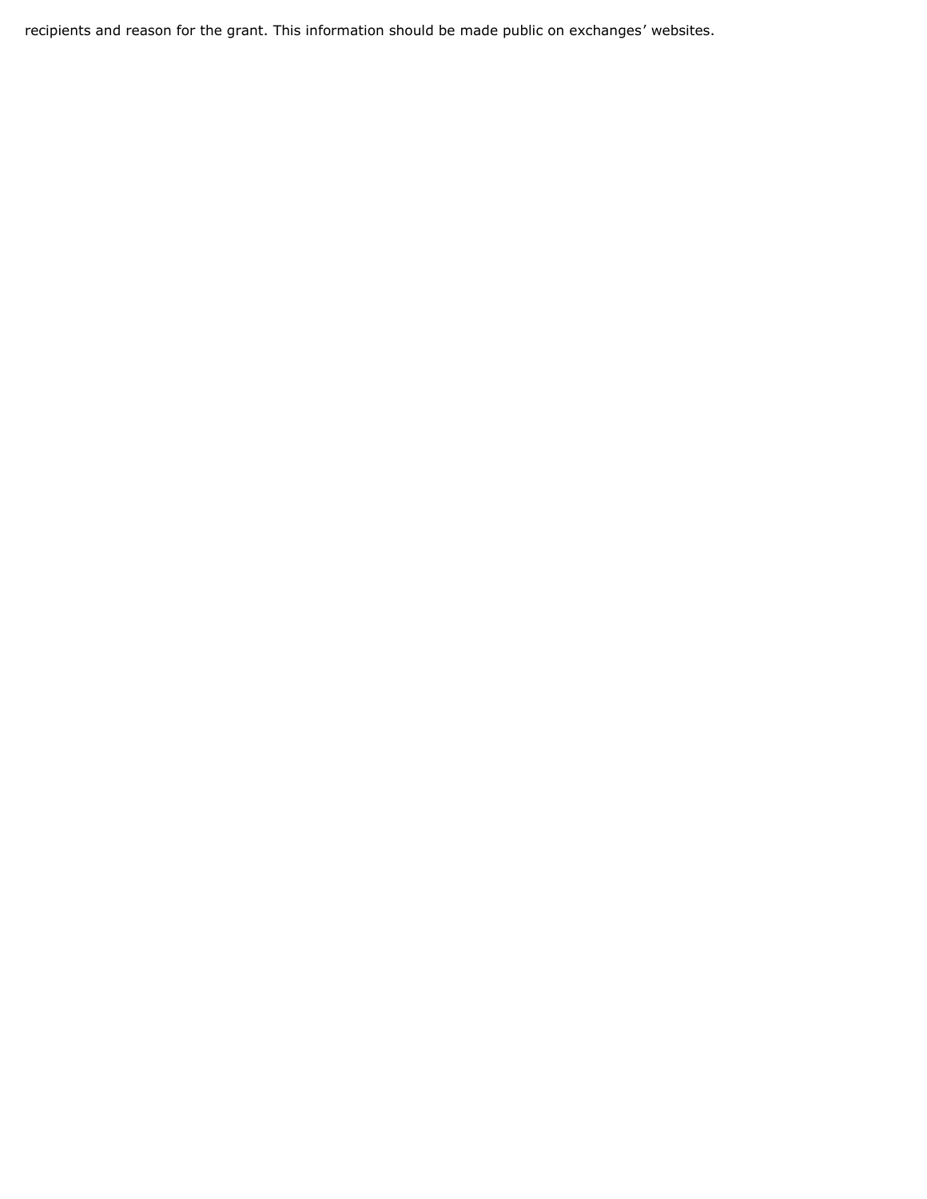recipients and reason for the grant. This information should be made public on exchanges' websites.